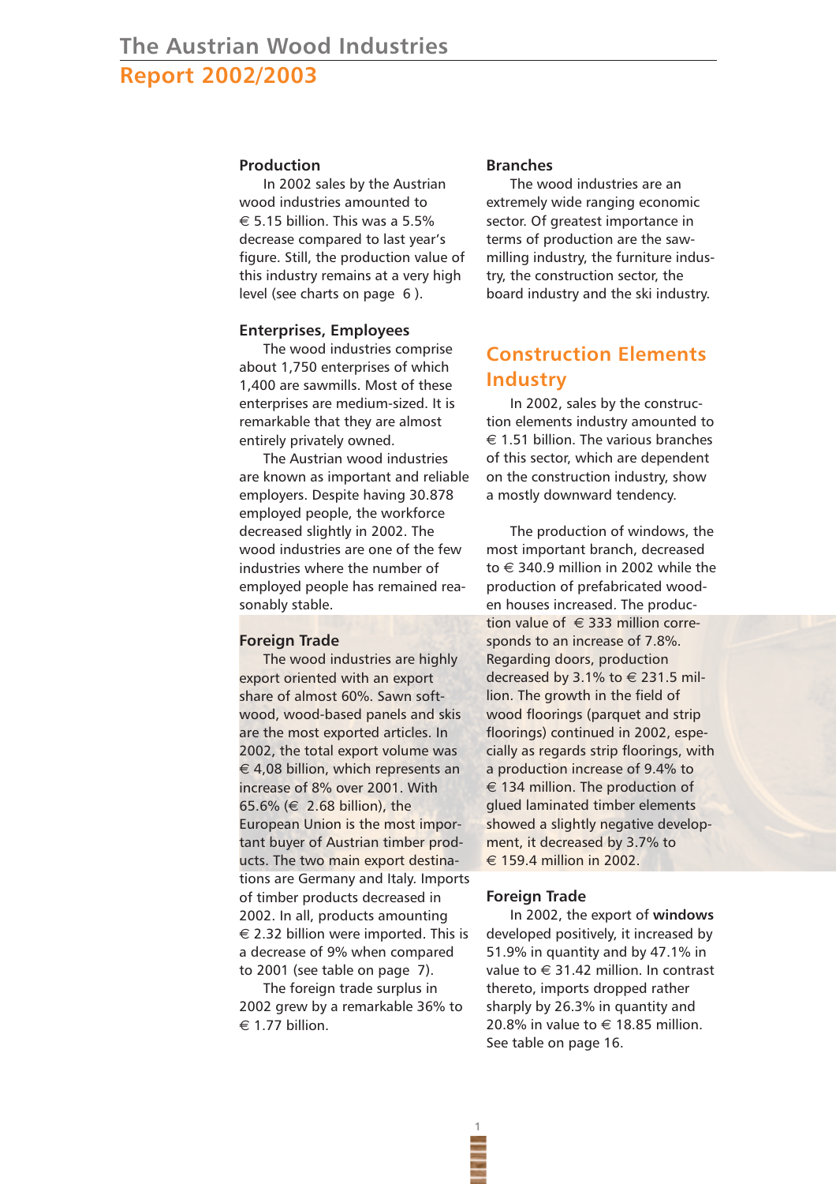# The Austrian Wood Industries
## Report 2002/2003

### Production

In 2002 sales by the Austrian wood industries amounted to € 5.15 billion. This was a 5.5% decrease compared to last year's figure. Still, the production value of this industry remains at a very high level (see charts on page 6 ).

### Enterprises, Employees

The wood industries comprise about 1,750 enterprises of which 1,400 are sawmills. Most of these enterprises are medium-sized. It is remarkable that they are almost entirely privately owned.

The Austrian wood industries are known as important and reliable employers. Despite having 30.878 employed people, the workforce decreased slightly in 2002. The wood industries are one of the few industries where the number of employed people has remained reasonably stable.

### Foreign Trade

The wood industries are highly export oriented with an export share of almost 60%. Sawn softwood, wood-based panels and skis are the most exported articles. In 2002, the total export volume was € 4,08 billion, which represents an increase of 8% over 2001. With 65.6% (€ 2.68 billion), the European Union is the most important buyer of Austrian timber products. The two main export destinations are Germany and Italy. Imports of timber products decreased in 2002. In all, products amounting € 2.32 billion were imported. This is a decrease of 9% when compared to 2001 (see table on page 7).

The foreign trade surplus in 2002 grew by a remarkable 36% to € 1.77 billion.

### Branches

The wood industries are an extremely wide ranging economic sector. Of greatest importance in terms of production are the sawmilling industry, the furniture industry, the construction sector, the board industry and the ski industry.

## Construction Elements Industry

In 2002, sales by the construction elements industry amounted to € 1.51 billion. The various branches of this sector, which are dependent on the construction industry, show a mostly downward tendency.

The production of windows, the most important branch, decreased to € 340.9 million in 2002 while the production of prefabricated wooden houses increased. The production value of € 333 million corresponds to an increase of 7.8%. Regarding doors, production decreased by 3.1% to € 231.5 million. The growth in the field of wood floorings (parquet and strip floorings) continued in 2002, especially as regards strip floorings, with a production increase of 9.4% to € 134 million. The production of glued laminated timber elements showed a slightly negative development, it decreased by 3.7% to € 159.4 million in 2002.

### Foreign Trade

In 2002, the export of **windows** developed positively, it increased by 51.9% in quantity and by 47.1% in value to € 31.42 million. In contrast thereto, imports dropped rather sharply by 26.3% in quantity and 20.8% in value to € 18.85 million. See table on page 16.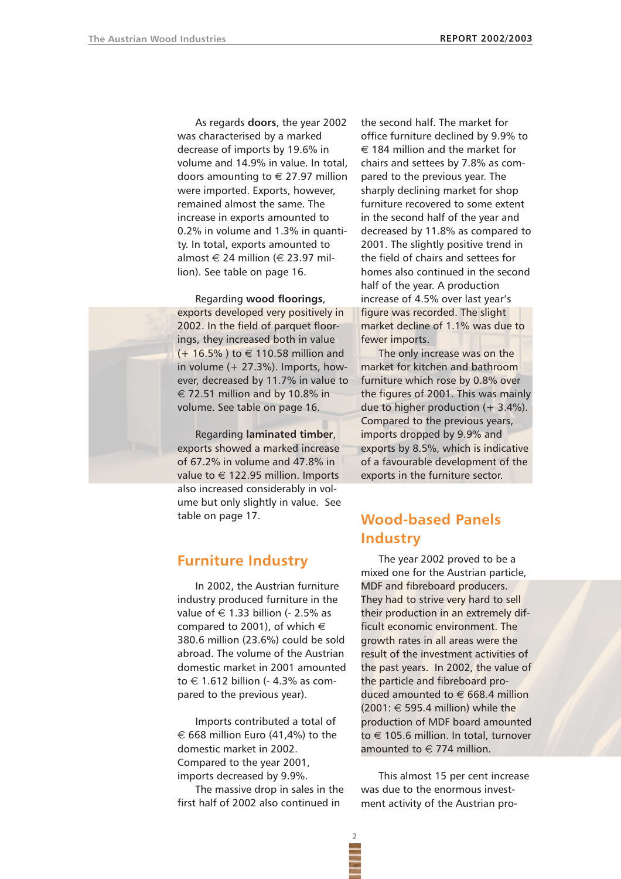As regards **doors**, the year 2002 was characterised by a marked decrease of imports by 19.6% in volume and 14.9% in value. In total, doors amounting to € 27.97 million were imported. Exports, however, remained almost the same. The increase in exports amounted to 0.2% in volume and 1.3% in quantity. In total, exports amounted to almost € 24 million (€ 23.97 million). See table on page 16.

Regarding **wood floorings**, exports developed very positively in 2002. In the field of parquet floorings, they increased both in value (+ 16.5% ) to € 110.58 million and in volume (+ 27.3%). Imports, however, decreased by 11.7% in value to € 72.51 million and by 10.8% in volume. See table on page 16.

Regarding **laminated timber**, exports showed a marked increase of 67.2% in volume and 47.8% in value to € 122.95 million. Imports also increased considerably in volume but only slightly in value. See table on page 17.

## Furniture Industry

In 2002, the Austrian furniture industry produced furniture in the value of € 1.33 billion (- 2.5% as compared to 2001), of which € 380.6 million (23.6%) could be sold abroad. The volume of the Austrian domestic market in 2001 amounted to € 1.612 billion (- 4.3% as compared to the previous year).

Imports contributed a total of € 668 million Euro (41,4%) to the domestic market in 2002. Compared to the year 2001, imports decreased by 9.9%.

The massive drop in sales in the first half of 2002 also continued in the second half. The market for office furniture declined by 9.9% to € 184 million and the market for chairs and settees by 7.8% as compared to the previous year. The sharply declining market for shop furniture recovered to some extent in the second half of the year and decreased by 11.8% as compared to 2001. The slightly positive trend in the field of chairs and settees for homes also continued in the second half of the year. A production increase of 4.5% over last year's figure was recorded. The slight market decline of 1.1% was due to fewer imports.

The only increase was on the market for kitchen and bathroom furniture which rose by 0.8% over the figures of 2001. This was mainly due to higher production (+ 3.4%). Compared to the previous years, imports dropped by 9.9% and exports by 8.5%, which is indicative of a favourable development of the exports in the furniture sector.

## Wood-based Panels Industry

The year 2002 proved to be a mixed one for the Austrian particle, MDF and fibreboard producers. They had to strive very hard to sell their production in an extremely difficult economic environment. The growth rates in all areas were the result of the investment activities of the past years. In 2002, the value of the particle and fibreboard produced amounted to € 668.4 million (2001: € 595.4 million) while the production of MDF board amounted to € 105.6 million. In total, turnover amounted to € 774 million.

This almost 15 per cent increase was due to the enormous investment activity of the Austrian pro-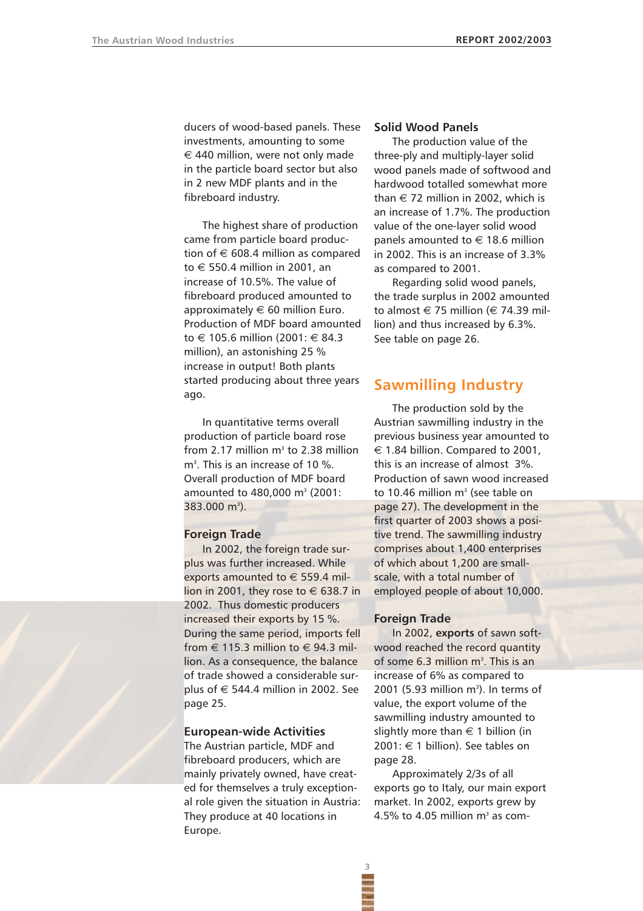ducers of wood-based panels. These investments, amounting to some € 440 million, were not only made in the particle board sector but also in 2 new MDF plants and in the fibreboard industry.

The highest share of production came from particle board production of € 608.4 million as compared to € 550.4 million in 2001, an increase of 10.5%. The value of fibreboard produced amounted to approximately € 60 million Euro. Production of MDF board amounted to € 105.6 million (2001: € 84.3 million), an astonishing 25 % increase in output! Both plants started producing about three years ago.

In quantitative terms overall production of particle board rose from 2.17 million m³ to 2.38 million m³. This is an increase of 10 %. Overall production of MDF board amounted to 480,000 m³ (2001: 383.000 m³).

### Foreign Trade

In 2002, the foreign trade surplus was further increased. While exports amounted to € 559.4 million in 2001, they rose to € 638.7 in 2002. Thus domestic producers increased their exports by 15 %. During the same period, imports fell from € 115.3 million to € 94.3 million. As a consequence, the balance of trade showed a considerable surplus of € 544.4 million in 2002. See page 25.

### European-wide Activities

The Austrian particle, MDF and fibreboard producers, which are mainly privately owned, have created for themselves a truly exceptional role given the situation in Austria: They produce at 40 locations in Europe.

### Solid Wood Panels

The production value of the three-ply and multiply-layer solid wood panels made of softwood and hardwood totalled somewhat more than € 72 million in 2002, which is an increase of 1.7%. The production value of the one-layer solid wood panels amounted to € 18.6 million in 2002. This is an increase of 3.3% as compared to 2001.

Regarding solid wood panels, the trade surplus in 2002 amounted to almost € 75 million (€ 74.39 million) and thus increased by 6.3%. See table on page 26.

## Sawmilling Industry

The production sold by the Austrian sawmilling industry in the previous business year amounted to € 1.84 billion. Compared to 2001, this is an increase of almost 3%. Production of sawn wood increased to 10.46 million m³ (see table on page 27). The development in the first quarter of 2003 shows a positive trend. The sawmilling industry comprises about 1,400 enterprises of which about 1,200 are small-scale, with a total number of employed people of about 10,000.

### Foreign Trade

In 2002, **exports** of sawn softwood reached the record quantity of some 6.3 million m³. This is an increase of 6% as compared to 2001 (5.93 million m³). In terms of value, the export volume of the sawmilling industry amounted to slightly more than € 1 billion (in 2001: € 1 billion). See tables on page 28.

Approximately 2/3s of all exports go to Italy, our main export market. In 2002, exports grew by 4.5% to 4.05 million m³ as com-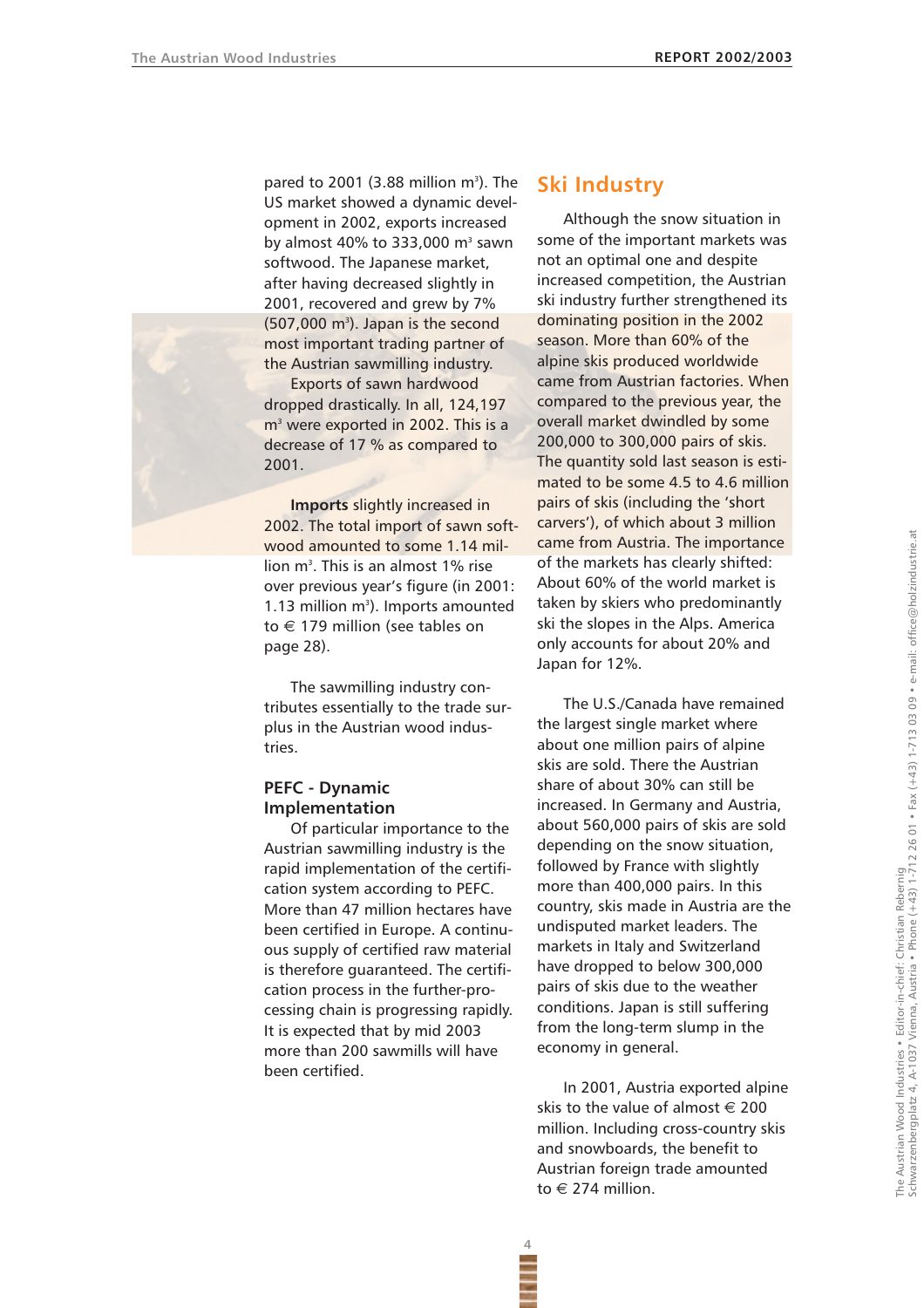pared to 2001 (3.88 million m³). The US market showed a dynamic development in 2002, exports increased by almost 40% to 333,000 m³ sawn softwood. The Japanese market, after having decreased slightly in 2001, recovered and grew by 7% (507,000 m³). Japan is the second most important trading partner of the Austrian sawmilling industry.

Exports of sawn hardwood dropped drastically. In all, 124,197 m³ were exported in 2002. This is a decrease of 17 % as compared to 2001.

**Imports** slightly increased in 2002. The total import of sawn softwood amounted to some 1.14 million m³. This is an almost 1% rise over previous year's figure (in 2001: 1.13 million m³). Imports amounted to € 179 million (see tables on page 28).

The sawmilling industry contributes essentially to the trade surplus in the Austrian wood industries.

### PEFC - Dynamic Implementation

Of particular importance to the Austrian sawmilling industry is the rapid implementation of the certification system according to PEFC. More than 47 million hectares have been certified in Europe. A continuous supply of certified raw material is therefore guaranteed. The certification process in the further-processing chain is progressing rapidly. It is expected that by mid 2003 more than 200 sawmills will have been certified.

## Ski Industry

Although the snow situation in some of the important markets was not an optimal one and despite increased competition, the Austrian ski industry further strengthened its dominating position in the 2002 season. More than 60% of the alpine skis produced worldwide came from Austrian factories. When compared to the previous year, the overall market dwindled by some 200,000 to 300,000 pairs of skis. The quantity sold last season is estimated to be some 4.5 to 4.6 million pairs of skis (including the 'short carvers'), of which about 3 million came from Austria. The importance of the markets has clearly shifted: About 60% of the world market is taken by skiers who predominantly ski the slopes in the Alps. America only accounts for about 20% and Japan for 12%.

The U.S./Canada have remained the largest single market where about one million pairs of alpine skis are sold. There the Austrian share of about 30% can still be increased. In Germany and Austria, about 560,000 pairs of skis are sold depending on the snow situation, followed by France with slightly more than 400,000 pairs. In this country, skis made in Austria are the undisputed market leaders. The markets in Italy and Switzerland have dropped to below 300,000 pairs of skis due to the weather conditions. Japan is still suffering from the long-term slump in the economy in general.

In 2001, Austria exported alpine skis to the value of almost € 200 million. Including cross-country skis and snowboards, the benefit to Austrian foreign trade amounted to € 274 million.